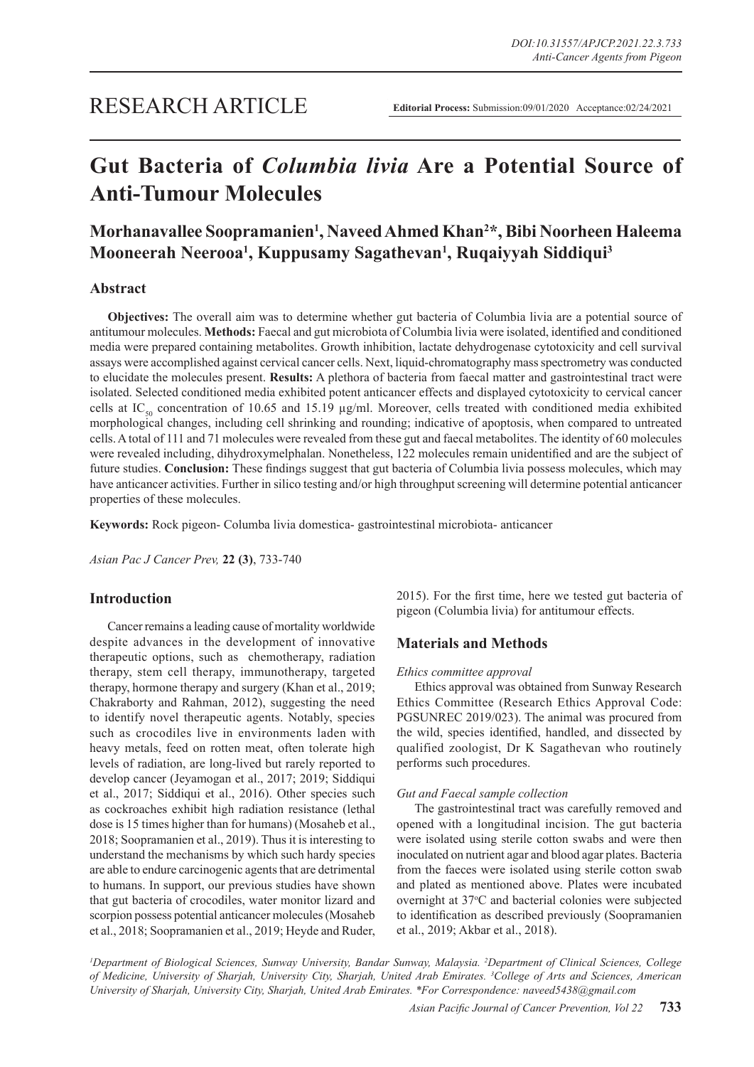RESEARCH ARTICLE

**Editorial Process:** Submission:09/01/2020 Acceptance:02/24/2021

# Gut Bacteria of *Columbia livia* Are a Potential Source of Anti-Tumour Molecules

**Morhanavallee Soopramanien[1], Naveed Ahmed Khan[2]*, Bibi Noorheen Haleema Mooneerah Neerooa[1], Kuppusamy Sagathevan[1], Ruqaiyyah Siddiqui[3]**

## Abstract

**Objectives:** The overall aim was to determine whether gut bacteria of Columbia livia are a potential source of antitumour molecules. **Methods:** Faecal and gut microbiota of Columbia livia were isolated, identified and conditioned media were prepared containing metabolites. Growth inhibition, lactate dehydrogenase cytotoxicity and cell survival assays were accomplished against cervical cancer cells. Next, liquid-chromatography mass spectrometry was conducted to elucidate the molecules present. **Results:** A plethora of bacteria from faecal matter and gastrointestinal tract were isolated. Selected conditioned media exhibited potent anticancer effects and displayed cytotoxicity to cervical cancer cells at $IC_{50}$ concentration of 10.65 and 15.19 µg/ml. Moreover, cells treated with conditioned media exhibited morphological changes, including cell shrinking and rounding; indicative of apoptosis, when compared to untreated cells. A total of 111 and 71 molecules were revealed from these gut and faecal metabolites. The identity of 60 molecules were revealed including, dihydroxymelphalan. Nonetheless, 122 molecules remain unidentified and are the subject of future studies. **Conclusion:** These findings suggest that gut bacteria of Columbia livia possess molecules, which may have anticancer activities. Further in silico testing and/or high throughput screening will determine potential anticancer properties of these molecules.

**Keywords:** Rock pigeon- Columba livia domestica- gastrointestinal microbiota- anticancer

*Asian Pac J Cancer Prev,* **22 (3)**, 733-740

## Introduction

Cancer remains a leading cause of mortality worldwide despite advances in the development of innovative therapeutic options, such as chemotherapy, radiation therapy, stem cell therapy, immunotherapy, targeted therapy, hormone therapy and surgery (Khan et al., 2019; Chakraborty and Rahman, 2012), suggesting the need to identify novel therapeutic agents. Notably, species such as crocodiles live in environments laden with heavy metals, feed on rotten meat, often tolerate high levels of radiation, are long-lived but rarely reported to develop cancer (Jeyamogan et al., 2017; 2019; Siddiqui et al., 2017; Siddiqui et al., 2016). Other species such as cockroaches exhibit high radiation resistance (lethal dose is 15 times higher than for humans) (Mosaheb et al., 2018; Soopramanien et al., 2019). Thus it is interesting to understand the mechanisms by which such hardy species are able to endure carcinogenic agents that are detrimental to humans. In support, our previous studies have shown that gut bacteria of crocodiles, water monitor lizard and scorpion possess potential anticancer molecules (Mosaheb et al., 2018; Soopramanien et al., 2019; Heyde and Ruder, 2015). For the first time, here we tested gut bacteria of pigeon (Columbia livia) for antitumour effects.

## Materials and Methods

### *Ethics committee approval*

Ethics approval was obtained from Sunway Research Ethics Committee (Research Ethics Approval Code: PGSUNREC 2019/023). The animal was procured from the wild, species identified, handled, and dissected by qualified zoologist, Dr K Sagathevan who routinely performs such procedures.

### *Gut and Faecal sample collection*

The gastrointestinal tract was carefully removed and opened with a longitudinal incision. The gut bacteria were isolated using sterile cotton swabs and were then inoculated on nutrient agar and blood agar plates. Bacteria from the faeces were isolated using sterile cotton swab and plated as mentioned above. Plates were incubated overnight at 37°C and bacterial colonies were subjected to identification as described previously (Soopramanien et al., 2019; Akbar et al., 2018).

[1]Department of Biological Sciences, Sunway University, Bandar Sunway, Malaysia. [2]Department of Clinical Sciences, College of Medicine, University of Sharjah, University City, Sharjah, United Arab Emirates. [3]College of Arts and Sciences, American University of Sharjah, University City, Sharjah, United Arab Emirates. *For Correspondence: naveed5438@gmail.com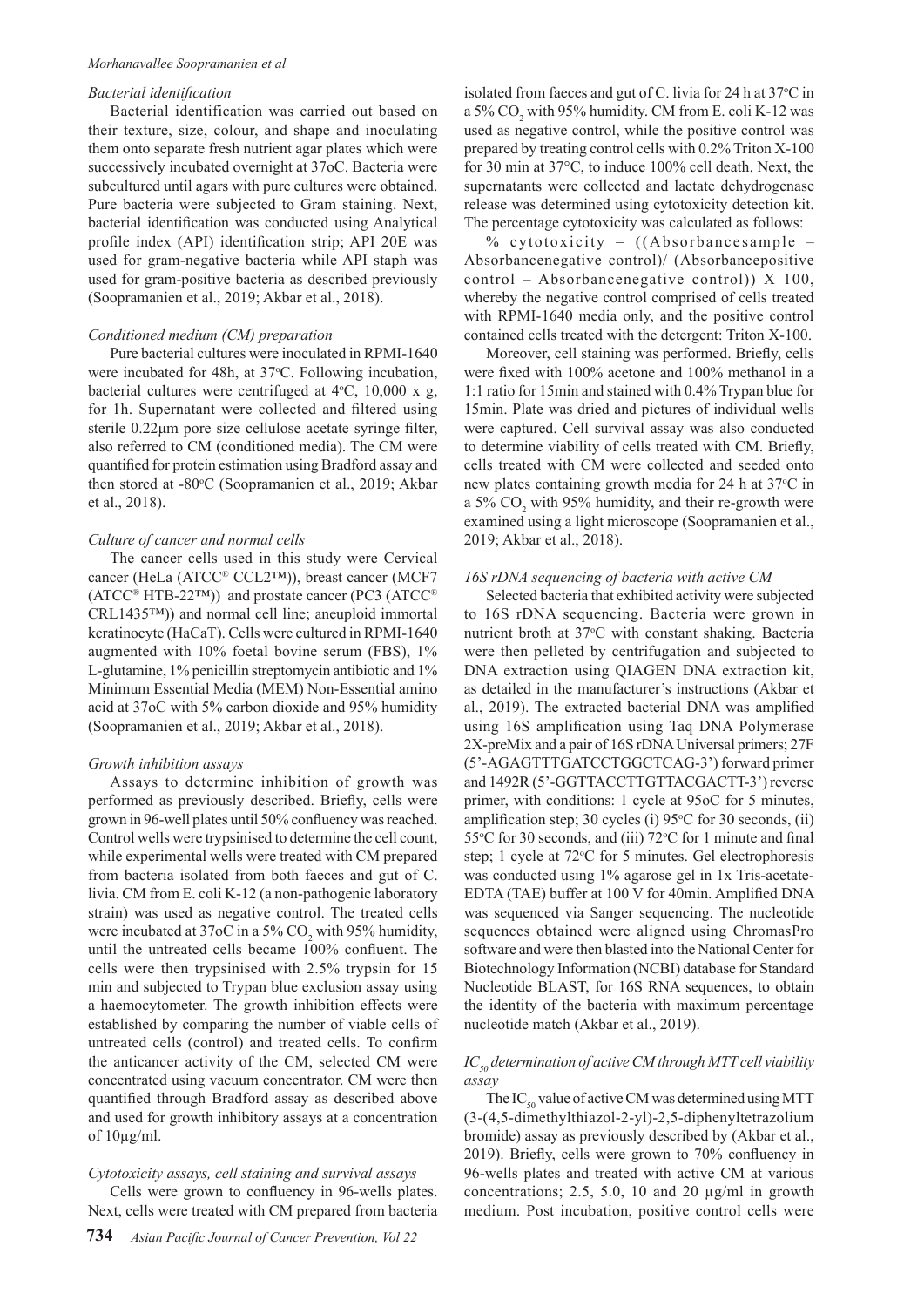### *Bacterial identification*

Bacterial identification was carried out based on their texture, size, colour, and shape and inoculating them onto separate fresh nutrient agar plates which were successively incubated overnight at 37oC. Bacteria were subcultured until agars with pure cultures were obtained. Pure bacteria were subjected to Gram staining. Next, bacterial identification was conducted using Analytical profile index (API) identification strip; API 20E was used for gram-negative bacteria while API staph was used for gram-positive bacteria as described previously (Soopramanien et al., 2019; Akbar et al., 2018).

### *Conditioned medium (CM) preparation*

Pure bacterial cultures were inoculated in RPMI-1640 were incubated for 48h, at 37°C. Following incubation, bacterial cultures were centrifuged at 4°C, 10,000 x g, for 1h. Supernatant were collected and filtered using sterile 0.22μm pore size cellulose acetate syringe filter, also referred to CM (conditioned media). The CM were quantified for protein estimation using Bradford assay and then stored at -80°C (Soopramanien et al., 2019; Akbar et al., 2018).

### *Culture of cancer and normal cells*

The cancer cells used in this study were Cervical cancer (HeLa (ATCC® CCL2™)), breast cancer (MCF7 (ATCC® HTB-22™)) and prostate cancer (PC3 (ATCC® CRL1435™)) and normal cell line; aneuploid immortal keratinocyte (HaCaT). Cells were cultured in RPMI-1640 augmented with 10% foetal bovine serum (FBS), 1% L-glutamine, 1% penicillin streptomycin antibiotic and 1% Minimum Essential Media (MEM) Non-Essential amino acid at 37oC with 5% carbon dioxide and 95% humidity (Soopramanien et al., 2019; Akbar et al., 2018).

### *Growth inhibition assays*

Assays to determine inhibition of growth was performed as previously described. Briefly, cells were grown in 96-well plates until 50% confluency was reached. Control wells were trypsinised to determine the cell count, while experimental wells were treated with CM prepared from bacteria isolated from both faeces and gut of C. livia. CM from E. coli K-12 (a non-pathogenic laboratory strain) was used as negative control. The treated cells were incubated at 37oC in a 5% $CO_2$ with 95% humidity, until the untreated cells became 100% confluent. The cells were then trypsinised with 2.5% trypsin for 15 min and subjected to Trypan blue exclusion assay using a haemocytometer. The growth inhibition effects were established by comparing the number of viable cells of untreated cells (control) and treated cells. To confirm the anticancer activity of the CM, selected CM were concentrated using vacuum concentrator. CM were then quantified through Bradford assay as described above and used for growth inhibitory assays at a concentration of 10µg/ml.

### *Cytotoxicity assays, cell staining and survival assays*

Cells were grown to confluency in 96-wells plates. Next, cells were treated with CM prepared from bacteria isolated from faeces and gut of C. livia for 24 h at 37°C in a 5% $CO_2$ with 95% humidity. CM from E. coli K-12 was used as negative control, while the positive control was prepared by treating control cells with 0.2% Triton X-100 for 30 min at 37°C, to induce 100% cell death. Next, the supernatants were collected and lactate dehydrogenase release was determined using cytotoxicity detection kit. The percentage cytotoxicity was calculated as follows:

% cytotoxicity = ((Absorbancesample – Absorbancenegative control)/ (Absorbancepositive control – Absorbancenegative control)) X 100, whereby the negative control comprised of cells treated with RPMI-1640 media only, and the positive control contained cells treated with the detergent: Triton X-100.

Moreover, cell staining was performed. Briefly, cells were fixed with 100% acetone and 100% methanol in a 1:1 ratio for 15min and stained with 0.4% Trypan blue for 15min. Plate was dried and pictures of individual wells were captured. Cell survival assay was also conducted to determine viability of cells treated with CM. Briefly, cells treated with CM were collected and seeded onto new plates containing growth media for 24 h at 37°C in a 5% $CO_2$ with 95% humidity, and their re-growth were examined using a light microscope (Soopramanien et al., 2019; Akbar et al., 2018).

### *16S rDNA sequencing of bacteria with active CM*

Selected bacteria that exhibited activity were subjected to 16S rDNA sequencing. Bacteria were grown in nutrient broth at 37°C with constant shaking. Bacteria were then pelleted by centrifugation and subjected to DNA extraction using QIAGEN DNA extraction kit, as detailed in the manufacturer's instructions (Akbar et al., 2019). The extracted bacterial DNA was amplified using 16S amplification using Taq DNA Polymerase 2X-preMix and a pair of 16S rDNA Universal primers; 27F (5'-AGAGTTTGATCCTGGCTCAG-3') forward primer and 1492R (5'-GGTTACCTTGTTACGACTT-3') reverse primer, with conditions: 1 cycle at 95oC for 5 minutes, amplification step; 30 cycles (i) 95°C for 30 seconds, (ii) 55°C for 30 seconds, and (iii) 72°C for 1 minute and final step; 1 cycle at 72°C for 5 minutes. Gel electrophoresis was conducted using 1% agarose gel in 1x Tris-acetate-EDTA (TAE) buffer at 100 V for 40min. Amplified DNA was sequenced via Sanger sequencing. The nucleotide sequences obtained were aligned using ChromasPro software and were then blasted into the National Center for Biotechnology Information (NCBI) database for Standard Nucleotide BLAST, for 16S RNA sequences, to obtain the identity of the bacteria with maximum percentage nucleotide match (Akbar et al., 2019).

### *$IC_{50}$ determination of active CM through MTT cell viability assay*

The $IC_{50}$ value of active CM was determined using MTT (3-(4,5-dimethylthiazol-2-yl)-2,5-diphenyltetrazolium bromide) assay as previously described by (Akbar et al., 2019). Briefly, cells were grown to 70% confluency in 96-wells plates and treated with active CM at various concentrations; 2.5, 5.0, 10 and 20 µg/ml in growth medium. Post incubation, positive control cells were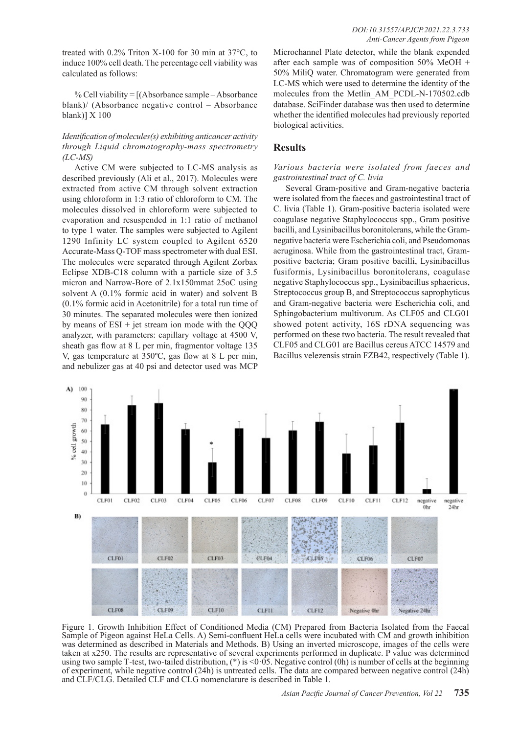treated with 0.2% Triton X-100 for 30 min at 37°C, to induce 100% cell death. The percentage cell viability was calculated as follows:

% Cell viability = [(Absorbance sample – Absorbance blank)/ (Absorbance negative control – Absorbance blank)] X 100

*Identification of molecules(s) exhibiting anticancer activity through Liquid chromatography-mass spectrometry (LC-MS)*

Active CM were subjected to LC-MS analysis as described previously (Ali et al., 2017). Molecules were extracted from active CM through solvent extraction using chloroform in 1:3 ratio of chloroform to CM. The molecules dissolved in chloroform were subjected to evaporation and resuspended in 1:1 ratio of methanol to type 1 water. The samples were subjected to Agilent 1290 Infinity LC system coupled to Agilent 6520 Accurate-Mass Q-TOF mass spectrometer with dual ESI. The molecules were separated through Agilent Zorbax Eclipse XDB-C18 column with a particle size of 3.5 micron and Narrow-Bore of 2.1x150mmat 25oC using solvent A (0.1% formic acid in water) and solvent B (0.1% formic acid in Acetonitrile) for a total run time of 30 minutes. The separated molecules were then ionized by means of ESI + jet stream ion mode with the QQQ analyzer, with parameters: capillary voltage at 4500 V, sheath gas flow at 8 L per min, fragmentor voltage 135 V, gas temperature at 350ºC, gas flow at 8 L per min, and nebulizer gas at 40 psi and detector used was MCP Microchannel Plate detector, while the blank expended after each sample was of composition 50% MeOH + 50% MiliQ water. Chromatogram were generated from LC-MS which were used to determine the identity of the molecules from the Metlin_AM_PCDL-N-170502.cdb database. SciFinder database was then used to determine whether the identified molecules had previously reported biological activities.

## Results

*Various bacteria were isolated from faeces and gastrointestinal tract of C. livia*

Several Gram-positive and Gram-negative bacteria were isolated from the faeces and gastrointestinal tract of C. livia (Table 1). Gram-positive bacteria isolated were coagulase negative Staphylococcus spp., Gram positive bacilli, and Lysinibacillus boronitolerans, while the Gram-negative bacteria were Escherichia coli, and Pseudomonas aeruginosa. While from the gastrointestinal tract, Gram-positive bacteria; Gram positive bacilli, Lysinibacillus fusiformis, Lysinibacillus boronitolerans, coagulase negative Staphylococcus spp., Lysinibacillus sphaericus, Streptococcus group B, and Streptococcus saprophyticus and Gram-negative bacteria were Escherichia coli, and Sphingobacterium multivorum. As CLF05 and CLG01 showed potent activity, 16S rDNA sequencing was performed on these two bacteria. The result revealed that CLF05 and CLG01 are Bacillus cereus ATCC 14579 and Bacillus velezensis strain FZB42, respectively (Table 1).

Figure 1. Growth Inhibition Effect of Conditioned Media (CM) Prepared from Bacteria Isolated from the Faecal Sample of Pigeon against HeLa Cells. A) Semi-confluent HeLa cells were incubated with CM and growth inhibition was determined as described in Materials and Methods. B) Using an inverted microscope, images of the cells were taken at x250. The results are representative of several experiments performed in duplicate. P value was determined using two sample T-test, two-tailed distribution, (*) is <0·05. Negative control (0h) is number of cells at the beginning of experiment, while negative control (24h) is untreated cells. The data are compared between negative control (24h) and CLF/CLG. Detailed CLF and CLG nomenclature is described in Table 1.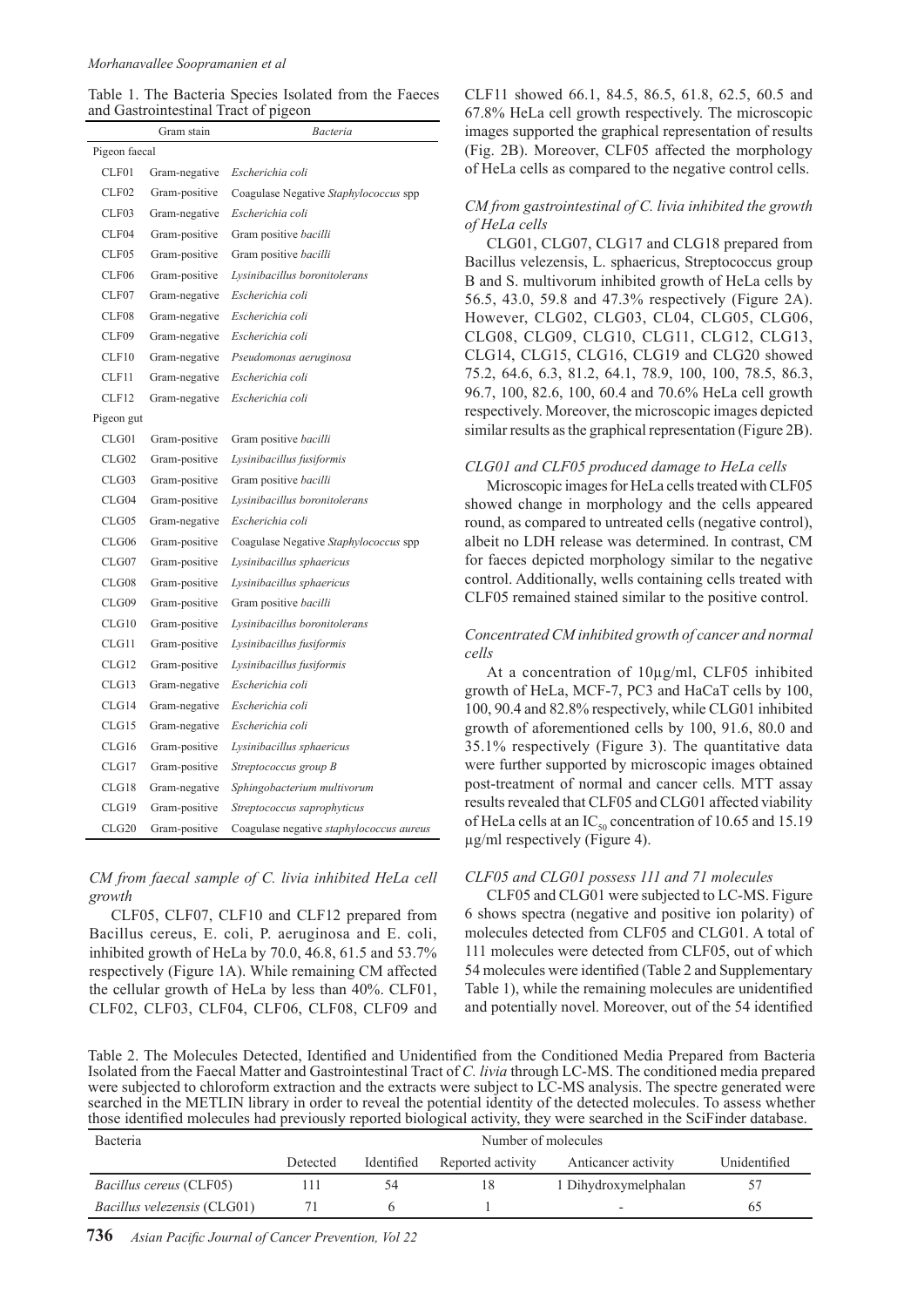Table 1. The Bacteria Species Isolated from the Faeces and Gastrointestinal Tract of pigeon

| | Gram stain | *Bacteria* |
|---|---|---|
| Pigeon faecal | | |
| CLF01 | Gram-negative | *Escherichia coli* |
| CLF02 | Gram-positive | Coagulase Negative *Staphylococcus* spp |
| CLF03 | Gram-negative | *Escherichia coli* |
| CLF04 | Gram-positive | Gram positive *bacilli* |
| CLF05 | Gram-positive | Gram positive *bacilli* |
| CLF06 | Gram-positive | *Lysinibacillus boronitolerans* |
| CLF07 | Gram-negative | *Escherichia coli* |
| CLF08 | Gram-negative | *Escherichia coli* |
| CLF09 | Gram-negative | *Escherichia coli* |
| CLF10 | Gram-negative | *Pseudomonas aeruginosa* |
| CLF11 | Gram-negative | *Escherichia coli* |
| CLF12 | Gram-negative | *Escherichia coli* |
| Pigeon gut | | |
| CLG01 | Gram-positive | Gram positive *bacilli* |
| CLG02 | Gram-positive | *Lysinibacillus fusiformis* |
| CLG03 | Gram-positive | Gram positive *bacilli* |
| CLG04 | Gram-positive | *Lysinibacillus boronitolerans* |
| CLG05 | Gram-negative | *Escherichia coli* |
| CLG06 | Gram-positive | Coagulase Negative *Staphylococcus* spp |
| CLG07 | Gram-positive | *Lysinibacillus sphaericus* |
| CLG08 | Gram-positive | *Lysinibacillus sphaericus* |
| CLG09 | Gram-positive | Gram positive *bacilli* |
| CLG10 | Gram-positive | *Lysinibacillus boronitolerans* |
| CLG11 | Gram-positive | *Lysinibacillus fusiformis* |
| CLG12 | Gram-positive | *Lysinibacillus fusiformis* |
| CLG13 | Gram-negative | *Escherichia coli* |
| CLG14 | Gram-negative | *Escherichia coli* |
| CLG15 | Gram-negative | *Escherichia coli* |
| CLG16 | Gram-positive | *Lysinibacillus sphaericus* |
| CLG17 | Gram-positive | *Streptococcus group B* |
| CLG18 | Gram-negative | *Sphingobacterium multivorum* |
| CLG19 | Gram-positive | *Streptococcus saprophyticus* |
| CLG20 | Gram-positive | Coagulase negative *staphylococcus aureus* |

### *CM from faecal sample of C. livia inhibited HeLa cell growth*

CLF05, CLF07, CLF10 and CLF12 prepared from Bacillus cereus, E. coli, P. aeruginosa and E. coli, inhibited growth of HeLa by 70.0, 46.8, 61.5 and 53.7% respectively (Figure 1A). While remaining CM affected the cellular growth of HeLa by less than 40%. CLF01, CLF02, CLF03, CLF04, CLF06, CLF08, CLF09 and CLF11 showed 66.1, 84.5, 86.5, 61.8, 62.5, 60.5 and 67.8% HeLa cell growth respectively. The microscopic images supported the graphical representation of results (Fig. 2B). Moreover, CLF05 affected the morphology of HeLa cells as compared to the negative control cells.

### *CM from gastrointestinal of C. livia inhibited the growth of HeLa cells*

CLG01, CLG07, CLG17 and CLG18 prepared from Bacillus velezensis, L. sphaericus, Streptococcus group B and S. multivorum inhibited growth of HeLa cells by 56.5, 43.0, 59.8 and 47.3% respectively (Figure 2A). However, CLG02, CLG03, CL04, CLG05, CLG06, CLG08, CLG09, CLG10, CLG11, CLG12, CLG13, CLG14, CLG15, CLG16, CLG19 and CLG20 showed 75.2, 64.6, 6.3, 81.2, 64.1, 78.9, 100, 100, 78.5, 86.3, 96.7, 100, 82.6, 100, 60.4 and 70.6% HeLa cell growth respectively. Moreover, the microscopic images depicted similar results as the graphical representation (Figure 2B).

### *CLG01 and CLF05 produced damage to HeLa cells*

Microscopic images for HeLa cells treated with CLF05 showed change in morphology and the cells appeared round, as compared to untreated cells (negative control), albeit no LDH release was determined. In contrast, CM for faeces depicted morphology similar to the negative control. Additionally, wells containing cells treated with CLF05 remained stained similar to the positive control.

### *Concentrated CM inhibited growth of cancer and normal cells*

At a concentration of 10µg/ml, CLF05 inhibited growth of HeLa, MCF-7, PC3 and HaCaT cells by 100, 100, 90.4 and 82.8% respectively, while CLG01 inhibited growth of aforementioned cells by 100, 91.6, 80.0 and 35.1% respectively (Figure 3). The quantitative data were further supported by microscopic images obtained post-treatment of normal and cancer cells. MTT assay results revealed that CLF05 and CLG01 affected viability of HeLa cells at an $IC_{50}$ concentration of 10.65 and 15.19 µg/ml respectively (Figure 4).

### *CLF05 and CLG01 possess 111 and 71 molecules*

CLF05 and CLG01 were subjected to LC-MS. Figure 6 shows spectra (negative and positive ion polarity) of molecules detected from CLF05 and CLG01. A total of 111 molecules were detected from CLF05, out of which 54 molecules were identified (Table 2 and Supplementary Table 1), while the remaining molecules are unidentified and potentially novel. Moreover, out of the 54 identified

Table 2. The Molecules Detected, Identified and Unidentified from the Conditioned Media Prepared from Bacteria Isolated from the Faecal Matter and Gastrointestinal Tract of *C. livia* through LC-MS. The conditioned media prepared were subjected to chloroform extraction and the extracts were subject to LC-MS analysis. The spectre generated were searched in the METLIN library in order to reveal the potential identity of the detected molecules. To assess whether those identified molecules had previously reported biological activity, they were searched in the SciFinder database.

| Bacteria | Number of molecules | | | | |
|---|---|---|---|---|---|
| | Detected | Identified | Reported activity | Anticancer activity | Unidentified |
| *Bacillus cereus* (CLF05) | 111 | 54 | 18 | 1 Dihydroxymelphalan | 57 |
| *Bacillus velezensis* (CLG01) | 71 | 6 | 1 | - | 65 |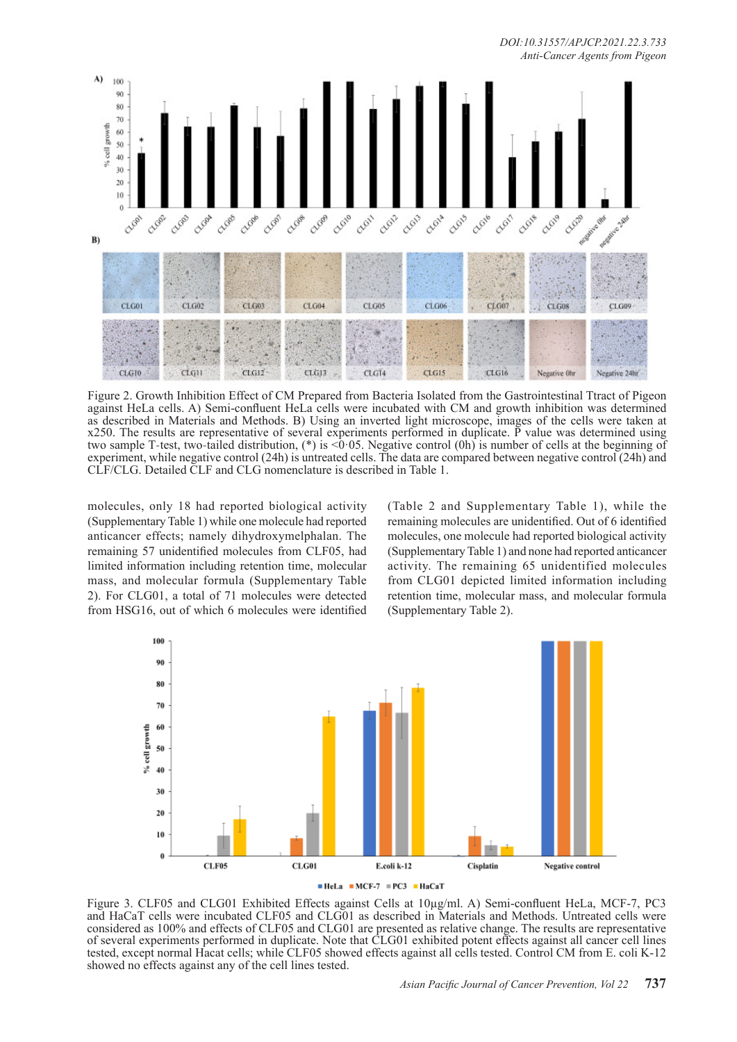Figure 2. Growth Inhibition Effect of CM Prepared from Bacteria Isolated from the Gastrointestinal Ttract of Pigeon against HeLa cells. A) Semi-confluent HeLa cells were incubated with CM and growth inhibition was determined as described in Materials and Methods. B) Using an inverted light microscope, images of the cells were taken at x250. The results are representative of several experiments performed in duplicate. P value was determined using two sample T-test, two-tailed distribution, (*) is <0·05. Negative control (0h) is number of cells at the beginning of experiment, while negative control (24h) is untreated cells. The data are compared between negative control (24h) and CLF/CLG. Detailed CLF and CLG nomenclature is described in Table 1.

molecules, only 18 had reported biological activity (Supplementary Table 1) while one molecule had reported anticancer effects; namely dihydroxymelphalan. The remaining 57 unidentified molecules from CLF05, had limited information including retention time, molecular mass, and molecular formula (Supplementary Table 2). For CLG01, a total of 71 molecules were detected from HSG16, out of which 6 molecules were identified (Table 2 and Supplementary Table 1), while the remaining molecules are unidentified. Out of 6 identified molecules, one molecule had reported biological activity (Supplementary Table 1) and none had reported anticancer activity. The remaining 65 unidentified molecules from CLG01 depicted limited information including retention time, molecular mass, and molecular formula (Supplementary Table 2).

Figure 3. CLF05 and CLG01 Exhibited Effects against Cells at 10µg/ml. A) Semi-confluent HeLa, MCF-7, PC3 and HaCaT cells were incubated CLF05 and CLG01 as described in Materials and Methods. Untreated cells were considered as 100% and effects of CLF05 and CLG01 are presented as relative change. The results are representative of several experiments performed in duplicate. Note that CLG01 exhibited potent effects against all cancer cell lines tested, except normal Hacat cells; while CLF05 showed effects against all cells tested. Control CM from E. coli K-12 showed no effects against any of the cell lines tested.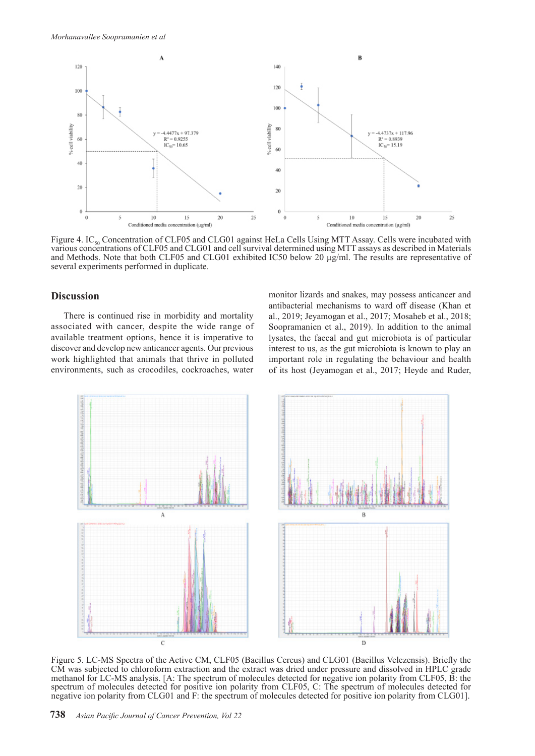Figure 4. $IC_{50}$ Concentration of CLF05 and CLG01 against HeLa Cells Using MTT Assay. Cells were incubated with various concentrations of CLF05 and CLG01 and cell survival determined using MTT assays as described in Materials and Methods. Note that both CLF05 and CLG01 exhibited IC50 below 20 µg/ml. The results are representative of several experiments performed in duplicate.

## Discussion

There is continued rise in morbidity and mortality associated with cancer, despite the wide range of available treatment options, hence it is imperative to discover and develop new anticancer agents. Our previous work highlighted that animals that thrive in polluted environments, such as crocodiles, cockroaches, water monitor lizards and snakes, may possess anticancer and antibacterial mechanisms to ward off disease (Khan et al., 2019; Jeyamogan et al., 2017; Mosaheb et al., 2018; Soopramanien et al., 2019). In addition to the animal lysates, the faecal and gut microbiota is of particular interest to us, as the gut microbiota is known to play an important role in regulating the behaviour and health of its host (Jeyamogan et al., 2017; Heyde and Ruder,

Figure 5. LC-MS Spectra of the Active CM, CLF05 (Bacillus Cereus) and CLG01 (Bacillus Velezensis). Briefly the CM was subjected to chloroform extraction and the extract was dried under pressure and dissolved in HPLC grade methanol for LC-MS analysis. [A: The spectrum of molecules detected for negative ion polarity from CLF05, B: the spectrum of molecules detected for positive ion polarity from CLF05, C: The spectrum of molecules detected for negative ion polarity from CLG01 and F: the spectrum of molecules detected for positive ion polarity from CLG01].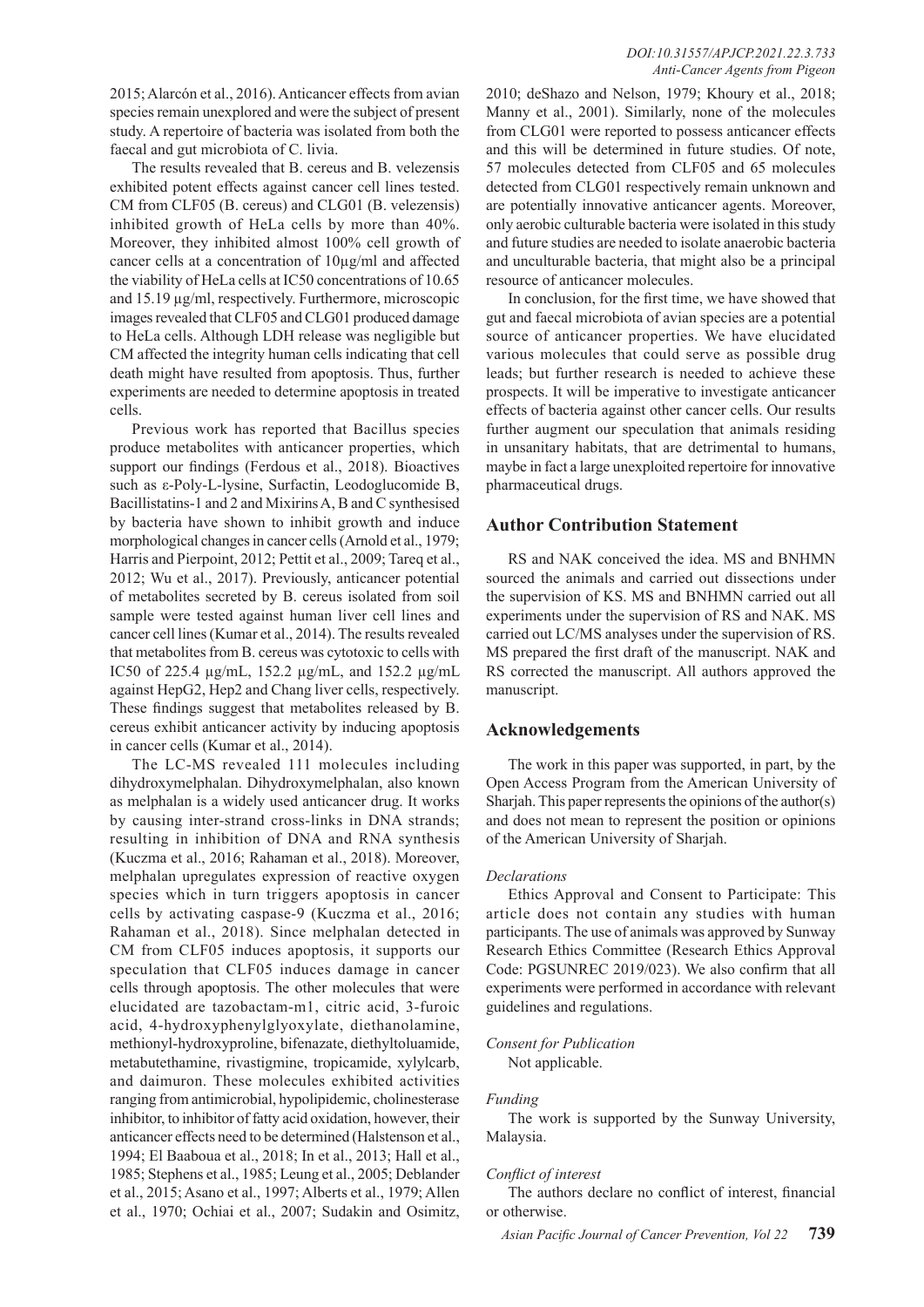2015; Alarcón et al., 2016). Anticancer effects from avian species remain unexplored and were the subject of present study. A repertoire of bacteria was isolated from both the faecal and gut microbiota of C. livia.

The results revealed that B. cereus and B. velezensis exhibited potent effects against cancer cell lines tested. CM from CLF05 (B. cereus) and CLG01 (B. velezensis) inhibited growth of HeLa cells by more than 40%. Moreover, they inhibited almost 100% cell growth of cancer cells at a concentration of 10µg/ml and affected the viability of HeLa cells at IC50 concentrations of 10.65 and 15.19 µg/ml, respectively. Furthermore, microscopic images revealed that CLF05 and CLG01 produced damage to HeLa cells. Although LDH release was negligible but CM affected the integrity human cells indicating that cell death might have resulted from apoptosis. Thus, further experiments are needed to determine apoptosis in treated cells.

Previous work has reported that Bacillus species produce metabolites with anticancer properties, which support our findings (Ferdous et al., 2018). Bioactives such as ε-Poly-L-lysine, Surfactin, Leodoglucomide B, Bacillistatins-1 and 2 and Mixirins A, B and C synthesised by bacteria have shown to inhibit growth and induce morphological changes in cancer cells (Arnold et al., 1979; Harris and Pierpoint, 2012; Pettit et al., 2009; Tareq et al., 2012; Wu et al., 2017). Previously, anticancer potential of metabolites secreted by B. cereus isolated from soil sample were tested against human liver cell lines and cancer cell lines (Kumar et al., 2014). The results revealed that metabolites from B. cereus was cytotoxic to cells with IC50 of 225.4 µg/mL, 152.2 µg/mL, and 152.2 µg/mL against HepG2, Hep2 and Chang liver cells, respectively. These findings suggest that metabolites released by B. cereus exhibit anticancer activity by inducing apoptosis in cancer cells (Kumar et al., 2014).

The LC-MS revealed 111 molecules including dihydroxymelphalan. Dihydroxymelphalan, also known as melphalan is a widely used anticancer drug. It works by causing inter-strand cross-links in DNA strands; resulting in inhibition of DNA and RNA synthesis (Kuczma et al., 2016; Rahaman et al., 2018). Moreover, melphalan upregulates expression of reactive oxygen species which in turn triggers apoptosis in cancer cells by activating caspase-9 (Kuczma et al., 2016; Rahaman et al., 2018). Since melphalan detected in CM from CLF05 induces apoptosis, it supports our speculation that CLF05 induces damage in cancer cells through apoptosis. The other molecules that were elucidated are tazobactam-m1, citric acid, 3-furoic acid, 4-hydroxyphenylglyoxylate, diethanolamine, methionyl-hydroxyproline, bifenazate, diethyltoluamide, metabutethamine, rivastigmine, tropicamide, xylylcarb, and daimuron. These molecules exhibited activities ranging from antimicrobial, hypolipidemic, cholinesterase inhibitor, to inhibitor of fatty acid oxidation, however, their anticancer effects need to be determined (Halstenson et al., 1994; El Baaboua et al., 2018; In et al., 2013; Hall et al., 1985; Stephens et al., 1985; Leung et al., 2005; Deblander et al., 2015; Asano et al., 1997; Alberts et al., 1979; Allen et al., 1970; Ochiai et al., 2007; Sudakin and Osimitz, 2010; deShazo and Nelson, 1979; Khoury et al., 2018; Manny et al., 2001). Similarly, none of the molecules from CLG01 were reported to possess anticancer effects and this will be determined in future studies. Of note, 57 molecules detected from CLF05 and 65 molecules detected from CLG01 respectively remain unknown and are potentially innovative anticancer agents. Moreover, only aerobic culturable bacteria were isolated in this study and future studies are needed to isolate anaerobic bacteria and unculturable bacteria, that might also be a principal resource of anticancer molecules.

In conclusion, for the first time, we have showed that gut and faecal microbiota of avian species are a potential source of anticancer properties. We have elucidated various molecules that could serve as possible drug leads; but further research is needed to achieve these prospects. It will be imperative to investigate anticancer effects of bacteria against other cancer cells. Our results further augment our speculation that animals residing in unsanitary habitats, that are detrimental to humans, maybe in fact a large unexploited repertoire for innovative pharmaceutical drugs.

## Author Contribution Statement

RS and NAK conceived the idea. MS and BNHMN sourced the animals and carried out dissections under the supervision of KS. MS and BNHMN carried out all experiments under the supervision of RS and NAK. MS carried out LC/MS analyses under the supervision of RS. MS prepared the first draft of the manuscript. NAK and RS corrected the manuscript. All authors approved the manuscript.

## Acknowledgements

The work in this paper was supported, in part, by the Open Access Program from the American University of Sharjah. This paper represents the opinions of the author(s) and does not mean to represent the position or opinions of the American University of Sharjah.

*Declarations*

Ethics Approval and Consent to Participate: This article does not contain any studies with human participants. The use of animals was approved by Sunway Research Ethics Committee (Research Ethics Approval Code: PGSUNREC 2019/023). We also confirm that all experiments were performed in accordance with relevant guidelines and regulations.

*Consent for Publication*

Not applicable.

*Funding*

The work is supported by the Sunway University, Malaysia.

*Conflict of interest*

The authors declare no conflict of interest, financial or otherwise.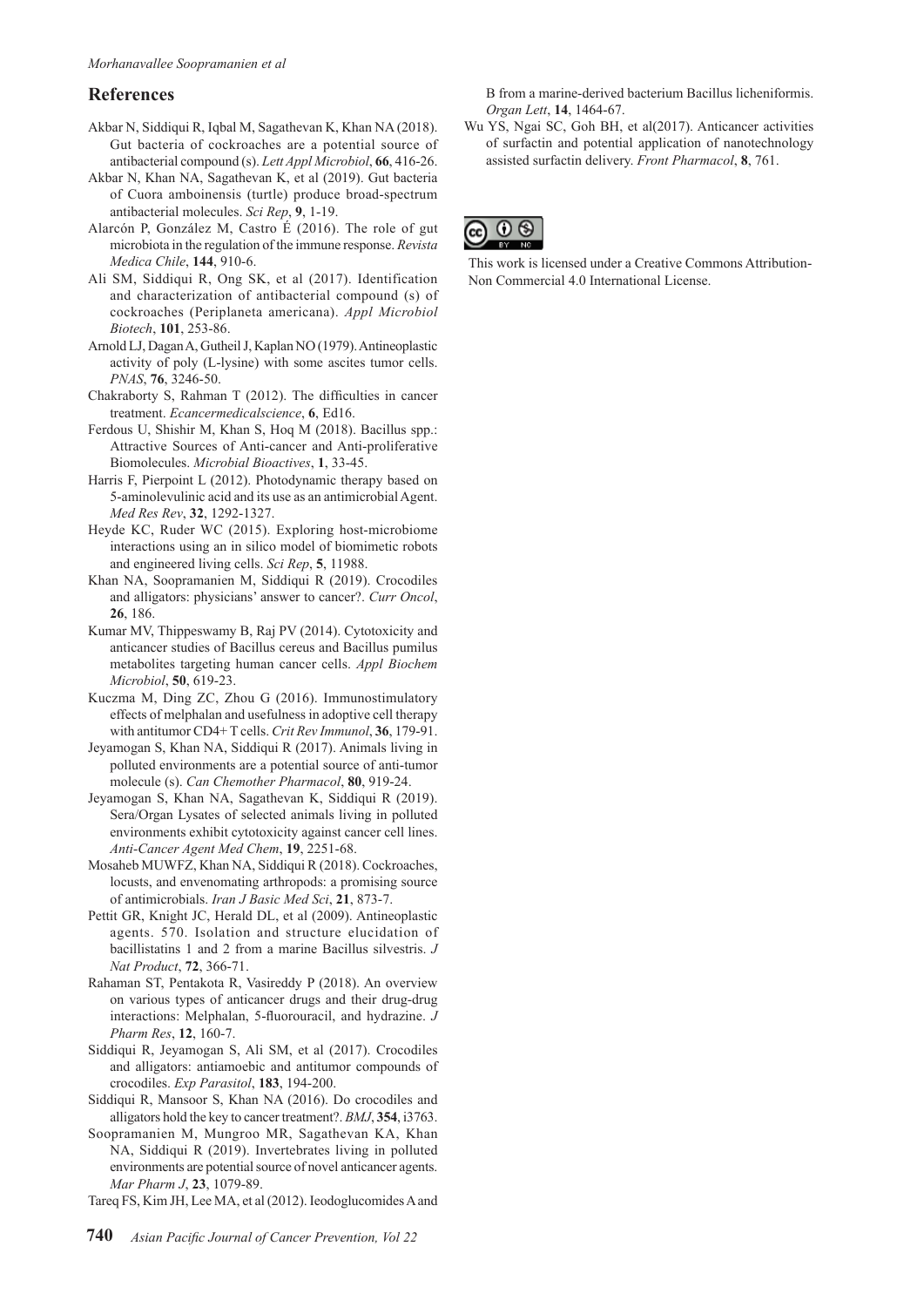## References

Akbar N, Siddiqui R, Iqbal M, Sagathevan K, Khan NA (2018). Gut bacteria of cockroaches are a potential source of antibacterial compound (s). *Lett Appl Microbiol*, **66**, 416-26.

Akbar N, Khan NA, Sagathevan K, et al (2019). Gut bacteria of Cuora amboinensis (turtle) produce broad-spectrum antibacterial molecules. *Sci Rep*, **9**, 1-19.

Alarcón P, González M, Castro É (2016). The role of gut microbiota in the regulation of the immune response. *Revista Medica Chile*, **144**, 910-6.

Ali SM, Siddiqui R, Ong SK, et al (2017). Identification and characterization of antibacterial compound (s) of cockroaches (Periplaneta americana). *Appl Microbiol Biotech*, **101**, 253-86.

Arnold LJ, Dagan A, Gutheil J, Kaplan NO (1979). Antineoplastic activity of poly (L-lysine) with some ascites tumor cells. *PNAS*, **76**, 3246-50.

Chakraborty S, Rahman T (2012). The difficulties in cancer treatment. *Ecancermedicalscience*, **6**, Ed16.

Ferdous U, Shishir M, Khan S, Hoq M (2018). Bacillus spp.: Attractive Sources of Anti-cancer and Anti-proliferative Biomolecules. *Microbial Bioactives*, **1**, 33-45.

Harris F, Pierpoint L (2012). Photodynamic therapy based on 5-aminolevulinic acid and its use as an antimicrobial Agent. *Med Res Rev*, **32**, 1292-1327.

Heyde KC, Ruder WC (2015). Exploring host-microbiome interactions using an in silico model of biomimetic robots and engineered living cells. *Sci Rep*, **5**, 11988.

Khan NA, Soopramanien M, Siddiqui R (2019). Crocodiles and alligators: physicians' answer to cancer?. *Curr Oncol*, **26**, 186.

Kumar MV, Thippeswamy B, Raj PV (2014). Cytotoxicity and anticancer studies of Bacillus cereus and Bacillus pumilus metabolites targeting human cancer cells. *Appl Biochem Microbiol*, **50**, 619-23.

Kuczma M, Ding ZC, Zhou G (2016). Immunostimulatory effects of melphalan and usefulness in adoptive cell therapy with antitumor CD4+ T cells. *Crit Rev Immunol*, **36**, 179-91.

Jeyamogan S, Khan NA, Siddiqui R (2017). Animals living in polluted environments are a potential source of anti-tumor molecule (s). *Can Chemother Pharmacol*, **80**, 919-24.

Jeyamogan S, Khan NA, Sagathevan K, Siddiqui R (2019). Sera/Organ Lysates of selected animals living in polluted environments exhibit cytotoxicity against cancer cell lines. *Anti-Cancer Agent Med Chem*, **19**, 2251-68.

Mosaheb MUWFZ, Khan NA, Siddiqui R (2018). Cockroaches, locusts, and envenomating arthropods: a promising source of antimicrobials. *Iran J Basic Med Sci*, **21**, 873-7.

Pettit GR, Knight JC, Herald DL, et al (2009). Antineoplastic agents. 570. Isolation and structure elucidation of bacillistatins 1 and 2 from a marine Bacillus silvestris. *J Nat Product*, **72**, 366-71.

Rahaman ST, Pentakota R, Vasireddy P (2018). An overview on various types of anticancer drugs and their drug-drug interactions: Melphalan, 5-fluorouracil, and hydrazine. *J Pharm Res*, **12**, 160-7.

Siddiqui R, Jeyamogan S, Ali SM, et al (2017). Crocodiles and alligators: antiamoebic and antitumor compounds of crocodiles. *Exp Parasitol*, **183**, 194-200.

Siddiqui R, Mansoor S, Khan NA (2016). Do crocodiles and alligators hold the key to cancer treatment?. *BMJ*, **354**, i3763.

Soopramanien M, Mungroo MR, Sagathevan KA, Khan NA, Siddiqui R (2019). Invertebrates living in polluted environments are potential source of novel anticancer agents. *Mar Pharm J*, **23**, 1079-89.

Tareq FS, Kim JH, Lee MA, et al (2012). Ieodoglucomides A and B from a marine-derived bacterium Bacillus licheniformis. *Organ Lett*, **14**, 1464-67.

Wu YS, Ngai SC, Goh BH, et al(2017). Anticancer activities of surfactin and potential application of nanotechnology assisted surfactin delivery. *Front Pharmacol*, **8**, 761.

This work is licensed under a Creative Commons Attribution-Non Commercial 4.0 International License.